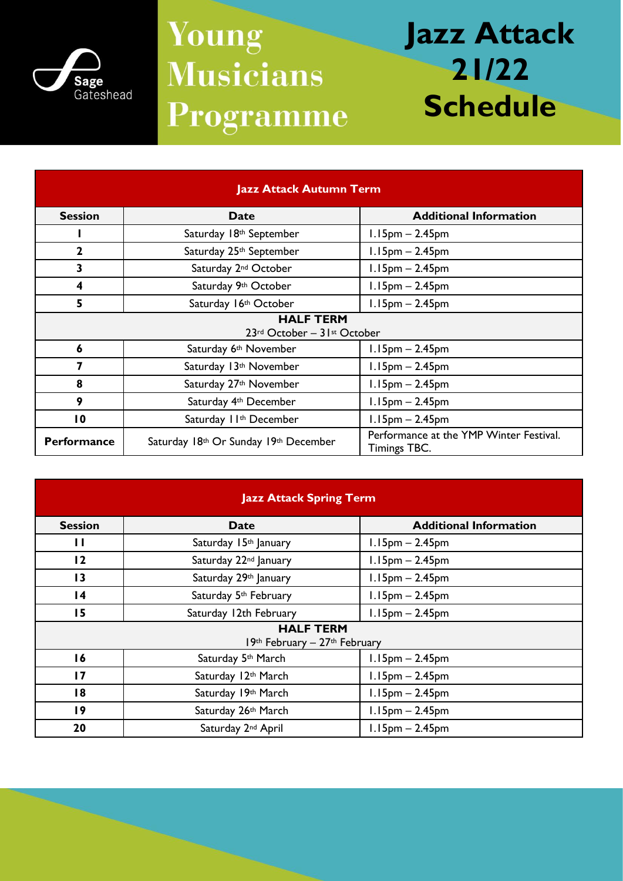Sage Gateshead

# Young Musicians Programme

# Jazz Attack 21/22 Schedule

| Jazz Attack Autumn Term | | |
|---|---|---|
| **Session** | **Date** | **Additional Information** |
| **1** | Saturday 18th September | 1.15pm – 2.45pm |
| **2** | Saturday 25th September | 1.15pm – 2.45pm |
| **3** | Saturday 2nd October | 1.15pm – 2.45pm |
| **4** | Saturday 9th October | 1.15pm – 2.45pm |
| **5** | Saturday 16th October | 1.15pm – 2.45pm |
| **HALF TERM** 23rd October – 31st October | | |
| **6** | Saturday 6th November | 1.15pm – 2.45pm |
| **7** | Saturday 13th November | 1.15pm – 2.45pm |
| **8** | Saturday 27th November | 1.15pm – 2.45pm |
| **9** | Saturday 4th December | 1.15pm – 2.45pm |
| **10** | Saturday 11th December | 1.15pm – 2.45pm |
| **Performance** | Saturday 18th Or Sunday 19th December | Performance at the YMP Winter Festival. Timings TBC. |

| Jazz Attack Spring Term | | |
|---|---|---|
| **Session** | **Date** | **Additional Information** |
| **11** | Saturday 15th January | 1.15pm – 2.45pm |
| **12** | Saturday 22nd January | 1.15pm – 2.45pm |
| **13** | Saturday 29th January | 1.15pm – 2.45pm |
| **14** | Saturday 5th February | 1.15pm – 2.45pm |
| **15** | Saturday 12th February | 1.15pm – 2.45pm |
| **HALF TERM** 19th February – 27th February | | |
| **16** | Saturday 5th March | 1.15pm – 2.45pm |
| **17** | Saturday 12th March | 1.15pm – 2.45pm |
| **18** | Saturday 19th March | 1.15pm – 2.45pm |
| **19** | Saturday 26th March | 1.15pm – 2.45pm |
| **20** | Saturday 2nd April | 1.15pm – 2.45pm |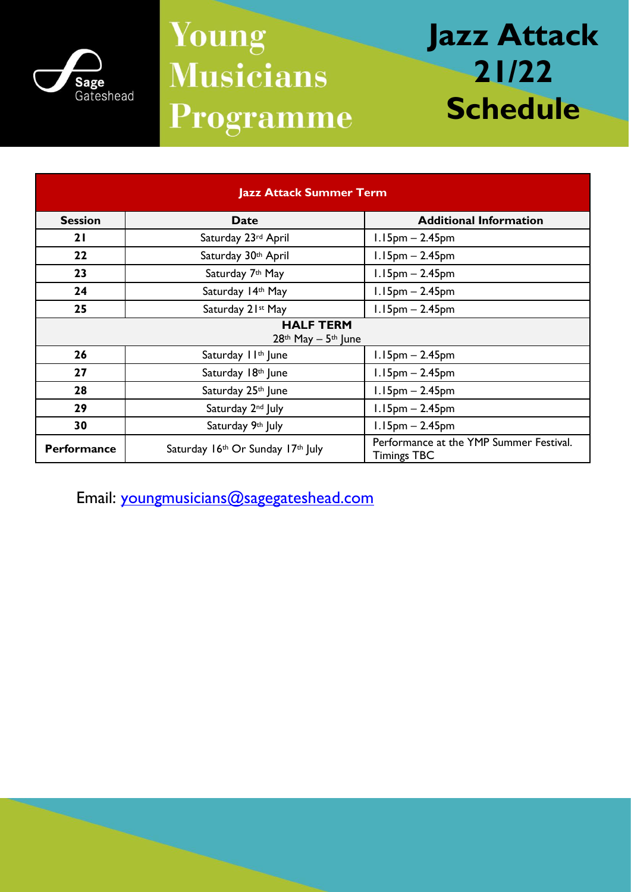Sage Gateshead

# Young Musicians Programme

# Jazz Attack 21/22 Schedule

| Jazz Attack Summer Term | | |
|---|---|---|
| **Session** | **Date** | **Additional Information** |
| **21** | Saturday 23rd April | 1.15pm – 2.45pm |
| **22** | Saturday 30th April | 1.15pm – 2.45pm |
| **23** | Saturday 7th May | 1.15pm – 2.45pm |
| **24** | Saturday 14th May | 1.15pm – 2.45pm |
| **25** | Saturday 21st May | 1.15pm – 2.45pm |
| **HALF TERM** 28th May – 5th June | | |
| **26** | Saturday 11th June | 1.15pm – 2.45pm |
| **27** | Saturday 18th June | 1.15pm – 2.45pm |
| **28** | Saturday 25th June | 1.15pm – 2.45pm |
| **29** | Saturday 2nd July | 1.15pm – 2.45pm |
| **30** | Saturday 9th July | 1.15pm – 2.45pm |
| **Performance** | Saturday 16th Or Sunday 17th July | Performance at the YMP Summer Festival. Timings TBC |

Email: youngmusicians@sagegateshead.com